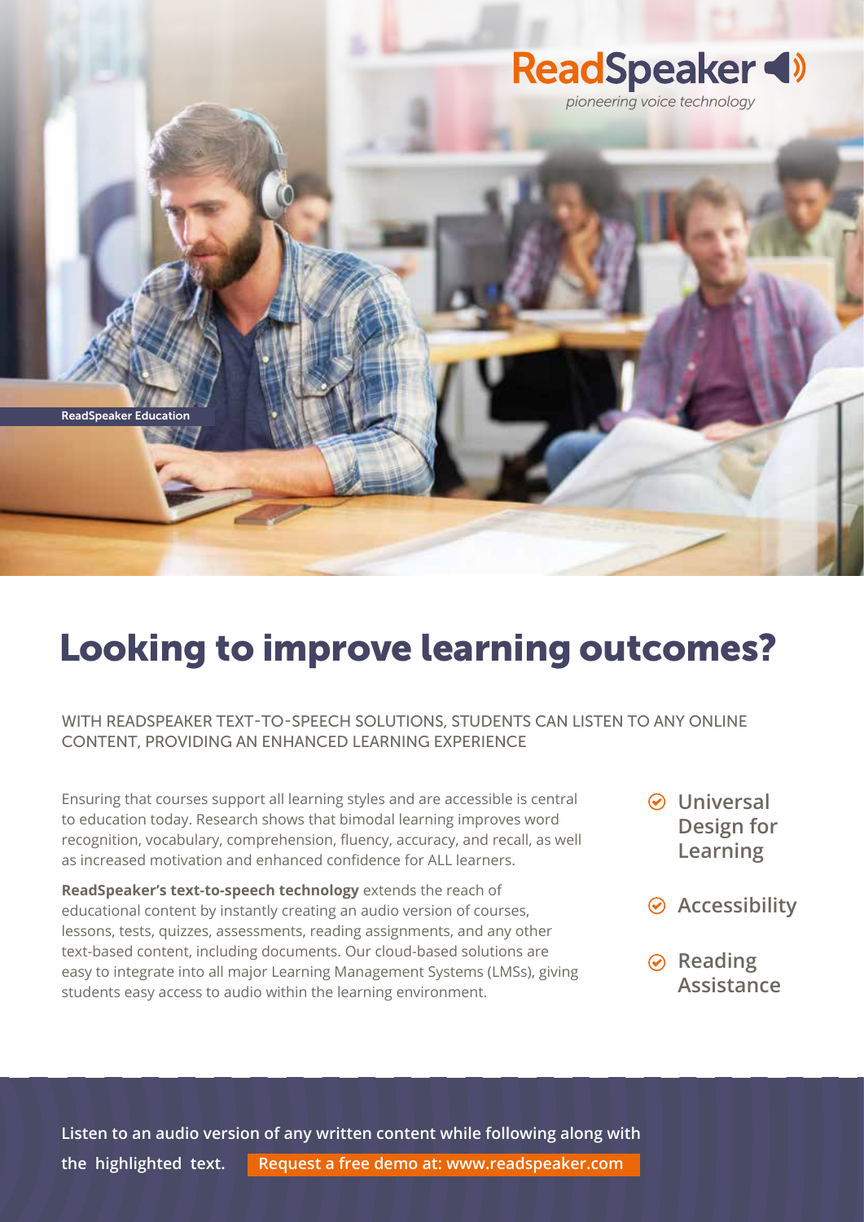ReadSpeaker
*pioneering voice technology*

ReadSpeaker Education

# Looking to improve learning outcomes?

WITH READSPEAKER TEXT-TO-SPEECH SOLUTIONS, STUDENTS CAN LISTEN TO ANY ONLINE CONTENT, PROVIDING AN ENHANCED LEARNING EXPERIENCE

Ensuring that courses support all learning styles and are accessible is central to education today. Research shows that bimodal learning improves word recognition, vocabulary, comprehension, fluency, accuracy, and recall, as well as increased motivation and enhanced confidence for ALL learners.

**ReadSpeaker's text-to-speech technology** extends the reach of educational content by instantly creating an audio version of courses, lessons, tests, quizzes, assessments, reading assignments, and any other text-based content, including documents. Our cloud-based solutions are easy to integrate into all major Learning Management Systems (LMSs), giving students easy access to audio within the learning environment.

- **Universal Design for Learning**
- **Accessibility**
- **Reading Assistance**

**Listen to an audio version of any written content while following along with the highlighted text.** **Request a free demo at: www.readspeaker.com**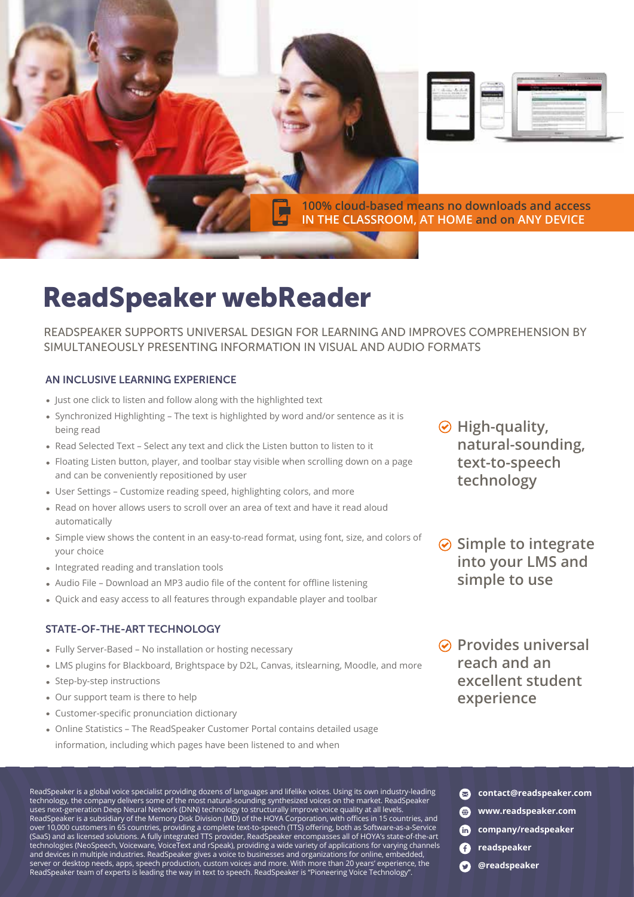100% cloud-based means no downloads and access IN THE CLASSROOM, AT HOME and on ANY DEVICE

# ReadSpeaker webReader

READSPEAKER SUPPORTS UNIVERSAL DESIGN FOR LEARNING AND IMPROVES COMPREHENSION BY SIMULTANEOUSLY PRESENTING INFORMATION IN VISUAL AND AUDIO FORMATS

## AN INCLUSIVE LEARNING EXPERIENCE

- Just one click to listen and follow along with the highlighted text
- Synchronized Highlighting – The text is highlighted by word and/or sentence as it is being read
- Read Selected Text – Select any text and click the Listen button to listen to it
- Floating Listen button, player, and toolbar stay visible when scrolling down on a page and can be conveniently repositioned by user
- User Settings – Customize reading speed, highlighting colors, and more
- Read on hover allows users to scroll over an area of text and have it read aloud automatically
- Simple view shows the content in an easy-to-read format, using font, size, and colors of your choice
- Integrated reading and translation tools
- Audio File – Download an MP3 audio file of the content for offline listening
- Quick and easy access to all features through expandable player and toolbar

## STATE-OF-THE-ART TECHNOLOGY

- Fully Server-Based – No installation or hosting necessary
- LMS plugins for Blackboard, Brightspace by D2L, Canvas, itslearning, Moodle, and more
- Step-by-step instructions
- Our support team is there to help
- Customer-specific pronunciation dictionary
- Online Statistics – The ReadSpeaker Customer Portal contains detailed usage information, including which pages have been listened to and when

**High-quality, natural-sounding, text-to-speech technology**

**Simple to integrate into your LMS and simple to use**

**Provides universal reach and an excellent student experience**

ReadSpeaker is a global voice specialist providing dozens of languages and lifelike voices. Using its own industry-leading technology, the company delivers some of the most natural-sounding synthesized voices on the market. ReadSpeaker uses next-generation Deep Neural Network (DNN) technology to structurally improve voice quality at all levels. ReadSpeaker is a subsidiary of the Memory Disk Division (MD) of the HOYA Corporation, with offices in 15 countries, and over 10,000 customers in 65 countries, providing a complete text-to-speech (TTS) offering, both as Software-as-a-Service (SaaS) and as licensed solutions. A fully integrated TTS provider, ReadSpeaker encompasses all of HOYA's state-of-the-art technologies (NeoSpeech, Voiceware, VoiceText and rSpeak), providing a wide variety of applications for varying channels and devices in multiple industries. ReadSpeaker gives a voice to businesses and organizations for online, embedded, server or desktop needs, apps, speech production, custom voices and more. With more than 20 years' experience, the ReadSpeaker team of experts is leading the way in text to speech. ReadSpeaker is "Pioneering Voice Technology".

- contact@readspeaker.com
- www.readspeaker.com
- company/readspeaker
- readspeaker
- @readspeaker